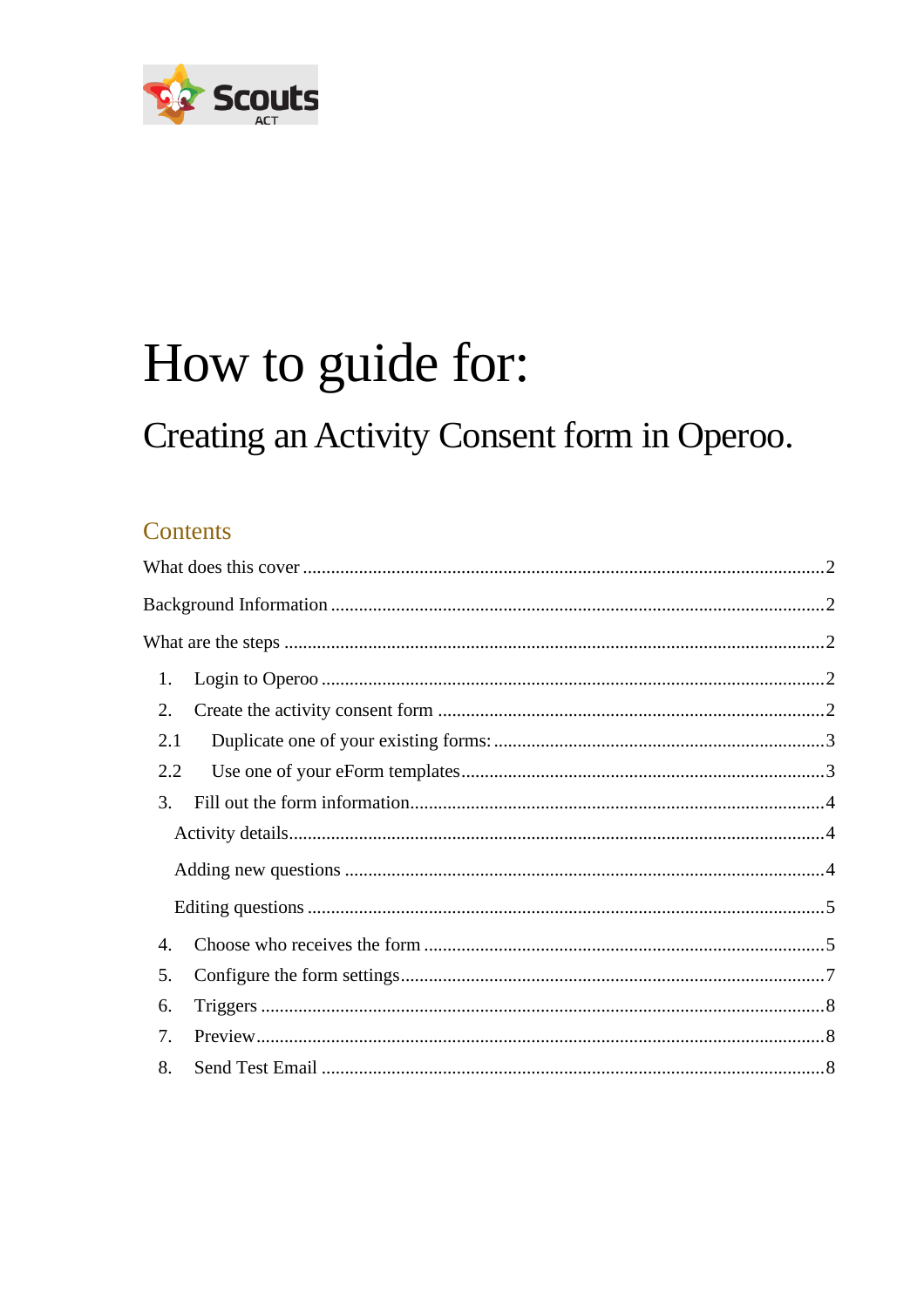# How to guide for:

## Creating an Activity Consent form in Operoo.

### Contents

What does this cover .......... 2

Background Information .......... 2

What are the steps .......... 2

1. Login to Operoo .......... 2
2. Create the activity consent form .......... 2

2.1 Duplicate one of your existing forms: .......... 3

2.2 Use one of your eForm templates .......... 3

3. Fill out the form information .......... 4

Activity details .......... 4

Adding new questions .......... 4

Editing questions .......... 5

4. Choose who receives the form .......... 5
5. Configure the form settings .......... 7
6. Triggers .......... 8
7. Preview .......... 8
8. Send Test Email .......... 8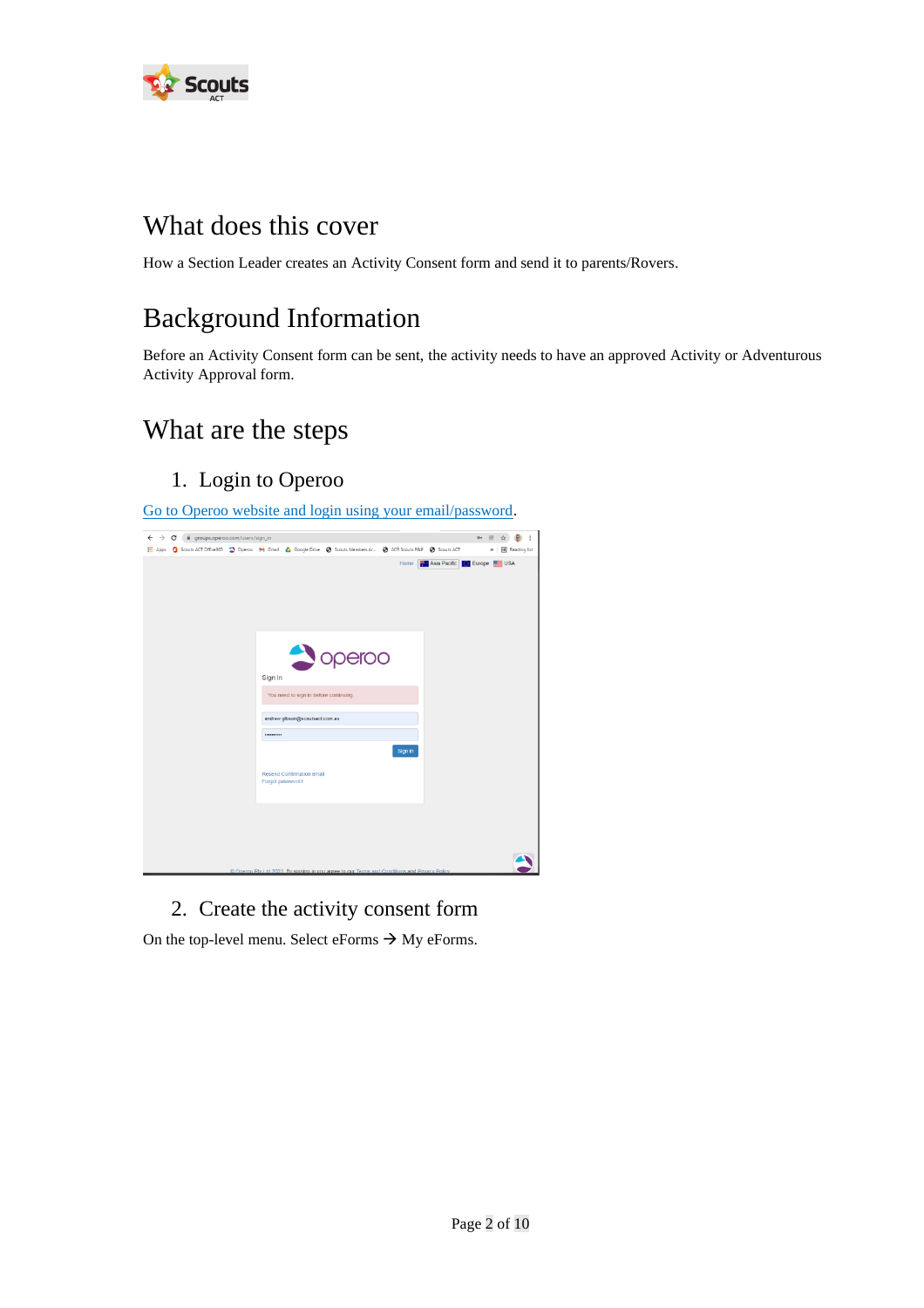## What does this cover

How a Section Leader creates an Activity Consent form and send it to parents/Rovers.

## Background Information

Before an Activity Consent form can be sent, the activity needs to have an approved Activity or Adventurous Activity Approval form.

## What are the steps

### 1. Login to Operoo

[Go to Operoo website and login using your email/password](#).

### 2. Create the activity consent form

On the top-level menu. Select eForms → My eForms.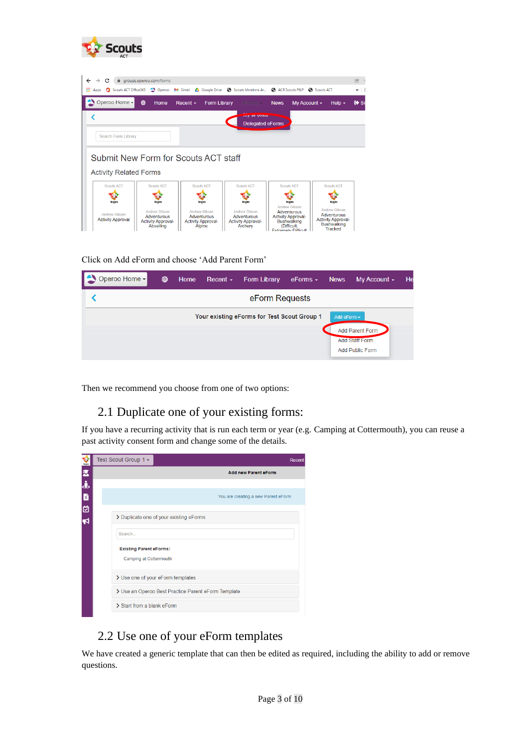Click on Add eForm and choose ‘Add Parent Form’

Then we recommend you choose from one of two options:

## 2.1 Duplicate one of your existing forms:

If you have a recurring activity that is run each term or year (e.g. Camping at Cottermouth), you can reuse a past activity consent form and change some of the details.

## 2.2 Use one of your eForm templates

We have created a generic template that can then be edited as required, including the ability to add or remove questions.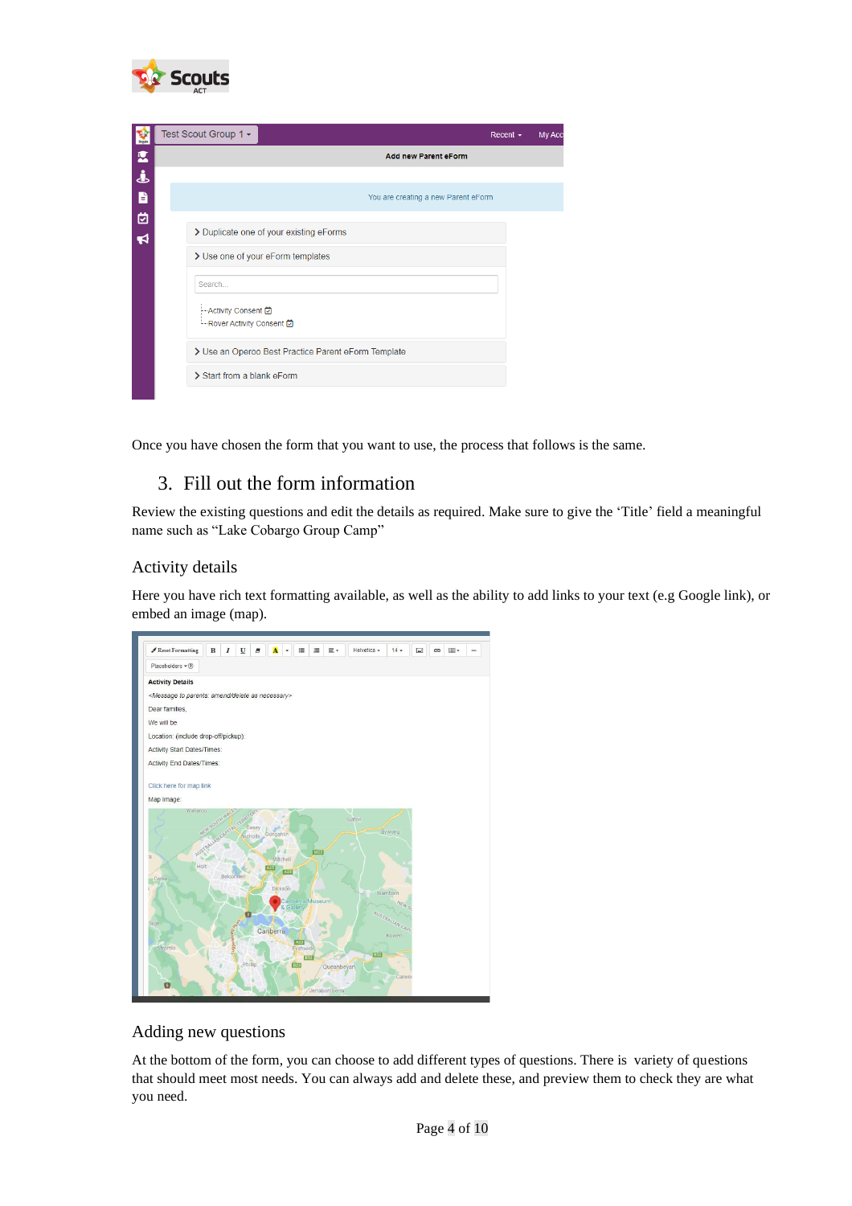Once you have chosen the form that you want to use, the process that follows is the same.

## 3. Fill out the form information

Review the existing questions and edit the details as required. Make sure to give the 'Title' field a meaningful name such as "Lake Cobargo Group Camp"

### Activity details

Here you have rich text formatting available, as well as the ability to add links to your text (e.g Google link), or embed an image (map).

### Adding new questions

At the bottom of the form, you can choose to add different types of questions. There is variety of questions that should meet most needs. You can always add and delete these, and preview them to check they are what you need.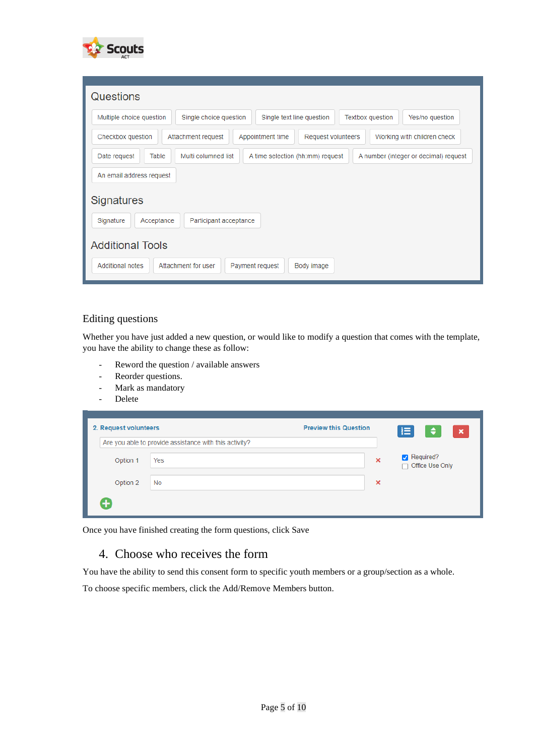Questions

Multiple choice question | Single choice question | Single text line question | Textbox question | Yes/no question | Checkbox question | Attachment request | Appointment time | Request volunteers | Working with children check | Date request | Table | Multi columned list | A time selection (hh:mm) request | A number (integer or decimal) request | An email address request

Signatures

Signature | Acceptance | Participant acceptance

Additional Tools

Additional notes | Attachment for user | Payment request | Body image

## Editing questions

Whether you have just added a new question, or would like to modify a question that comes with the template, you have the ability to change these as follow:

- Reword the question / available answers
- Reorder questions.
- Mark as mandatory
- Delete

2. Request volunteers — Preview this Question

Are you able to provide assistance with this activity?

Option 1: Yes
Option 2: No

☑ Required?
☐ Office Use Only

Once you have finished creating the form questions, click Save

## 4. Choose who receives the form

You have the ability to send this consent form to specific youth members or a group/section as a whole.

To choose specific members, click the Add/Remove Members button.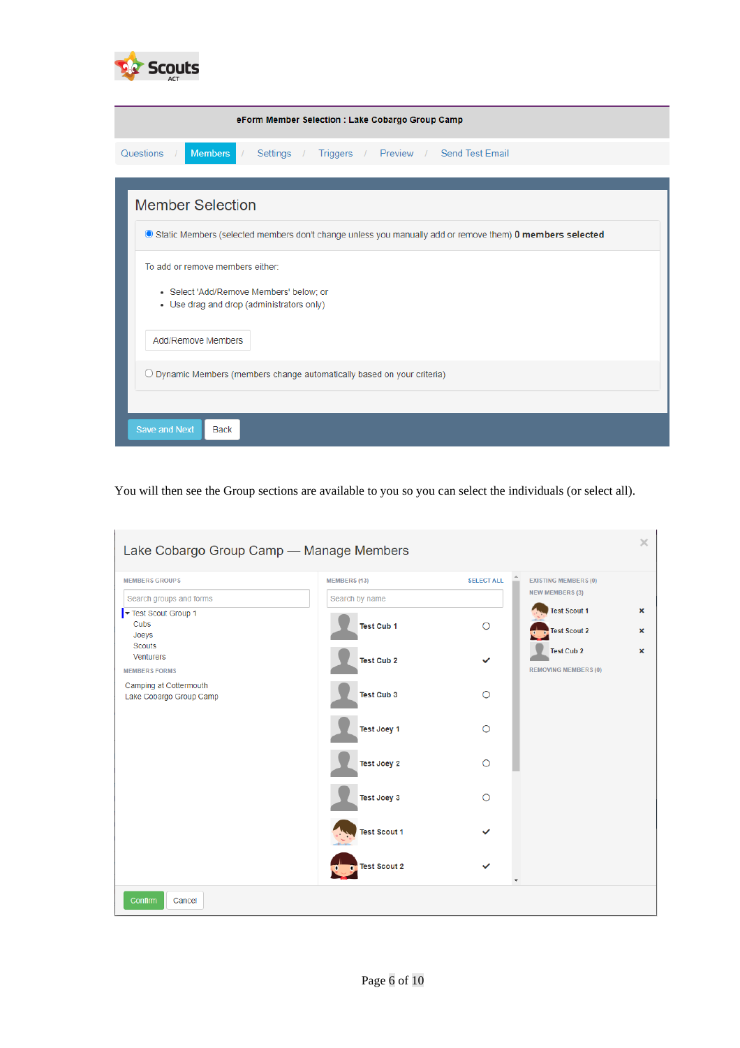Scouts ACT

eForm Member Selection : Lake Cobargo Group Camp

Questions / Members / Settings / Triggers / Preview / Send Test Email

## Member Selection

Static Members (selected members don't change unless you manually add or remove them) **0 members selected**

To add or remove members either:

- Select 'Add/Remove Members' below; or
- Use drag and drop (administrators only)

Add/Remove Members

Dynamic Members (members change automatically based on your criteria)

Save and Next | Back

You will then see the Group sections are available to you so you can select the individuals (or select all).

Lake Cobargo Group Camp — Manage Members

MEMBERS GROUPS

Search groups and forms

- Test Scout Group 1
  - Cubs
  - Joeys
  - Scouts
  - Venturers

MEMBERS FORMS

Camping at Cottermouth
Lake Cobargo Group Camp

MEMBERS (13) SELECT ALL

Search by name

- Test Cub 1
- Test Cub 2 ✓
- Test Cub 3
- Test Joey 1
- Test Joey 2
- Test Joey 3
- Test Scout 1 ✓
- Test Scout 2 ✓

EXISTING MEMBERS (0)

NEW MEMBERS (3)

- Test Scout 1 ×
- Test Scout 2 ×
- Test Cub 2 ×

REMOVING MEMBERS (0)

Confirm | Cancel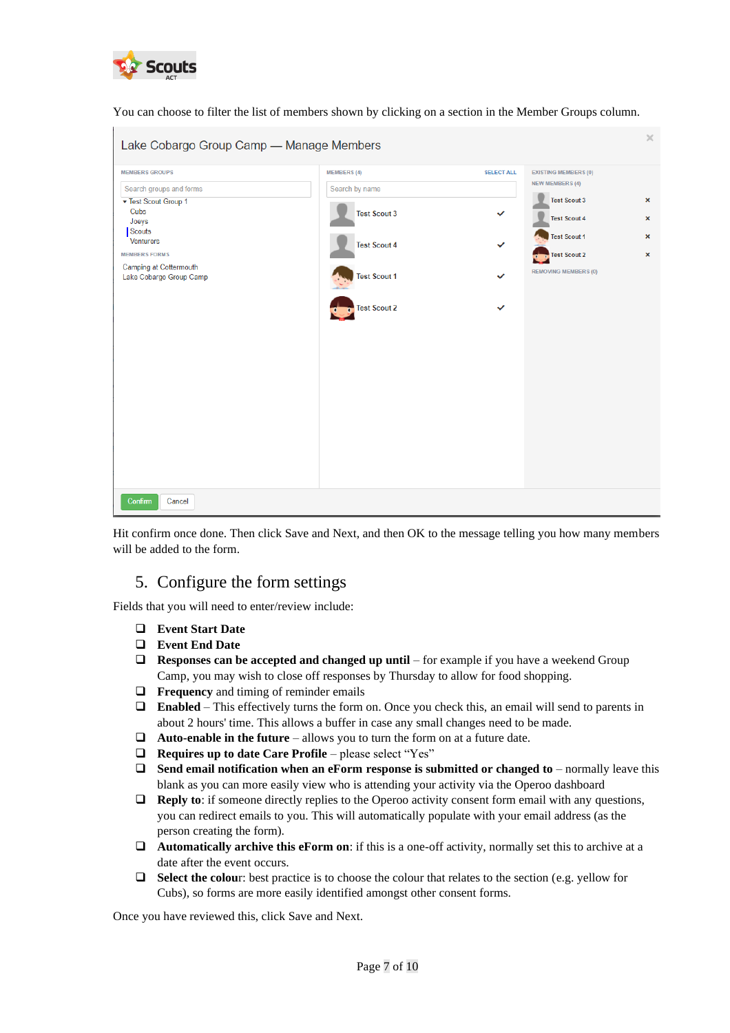You can choose to filter the list of members shown by clicking on a section in the Member Groups column.

Hit confirm once done. Then click Save and Next, and then OK to the message telling you how many members will be added to the form.

## 5. Configure the form settings

Fields that you will need to enter/review include:

- **Event Start Date**
- **Event End Date**
- **Responses can be accepted and changed up until** – for example if you have a weekend Group Camp, you may wish to close off responses by Thursday to allow for food shopping.
- **Frequency** and timing of reminder emails
- **Enabled** – This effectively turns the form on. Once you check this, an email will send to parents in about 2 hours' time. This allows a buffer in case any small changes need to be made.
- **Auto-enable in the future** – allows you to turn the form on at a future date.
- **Requires up to date Care Profile** – please select "Yes"
- **Send email notification when an eForm response is submitted or changed to** – normally leave this blank as you can more easily view who is attending your activity via the Operoo dashboard
- **Reply to**: if someone directly replies to the Operoo activity consent form email with any questions, you can redirect emails to you. This will automatically populate with your email address (as the person creating the form).
- **Automatically archive this eForm on**: if this is a one-off activity, normally set this to archive at a date after the event occurs.
- **Select the colou**r: best practice is to choose the colour that relates to the section (e.g. yellow for Cubs), so forms are more easily identified amongst other consent forms.

Once you have reviewed this, click Save and Next.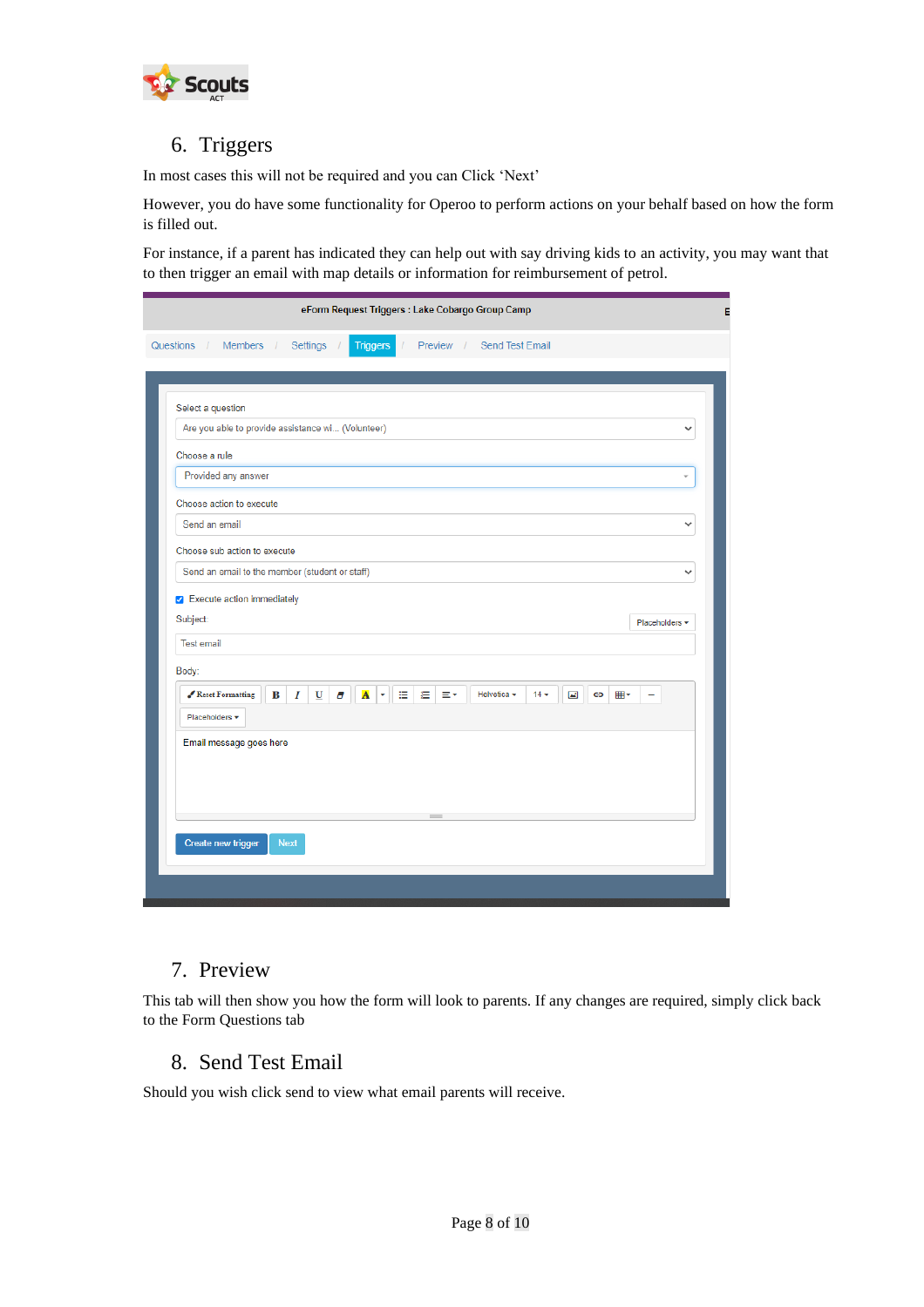## 6. Triggers

In most cases this will not be required and you can Click 'Next'

However, you do have some functionality for Operoo to perform actions on your behalf based on how the form is filled out.

For instance, if a parent has indicated they can help out with say driving kids to an activity, you may want that to then trigger an email with map details or information for reimbursement of petrol.

## 7. Preview

This tab will then show you how the form will look to parents. If any changes are required, simply click back to the Form Questions tab

## 8. Send Test Email

Should you wish click send to view what email parents will receive.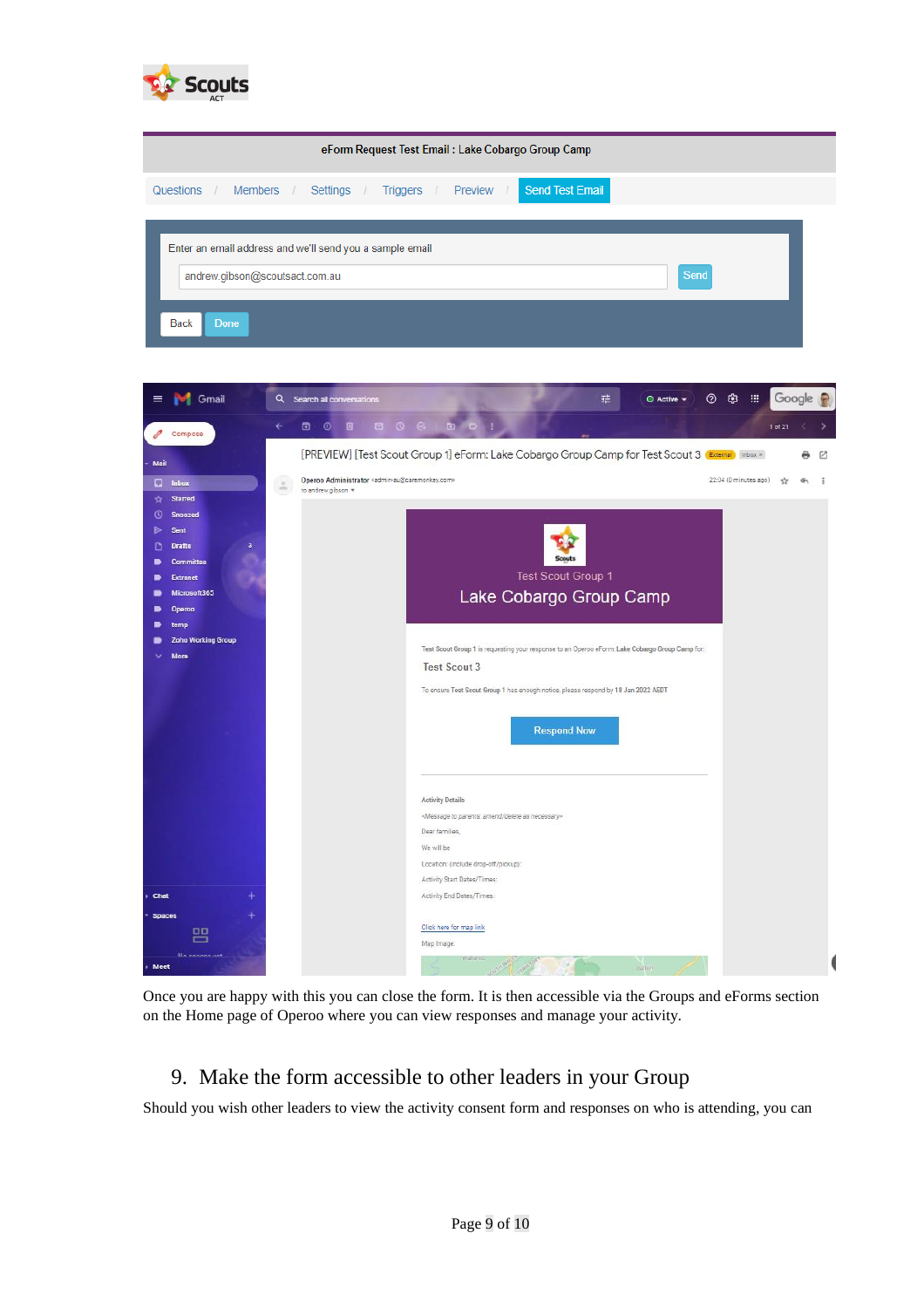Once you are happy with this you can close the form. It is then accessible via the Groups and eForms section on the Home page of Operoo where you can view responses and manage your activity.

## 9. Make the form accessible to other leaders in your Group

Should you wish other leaders to view the activity consent form and responses on who is attending, you can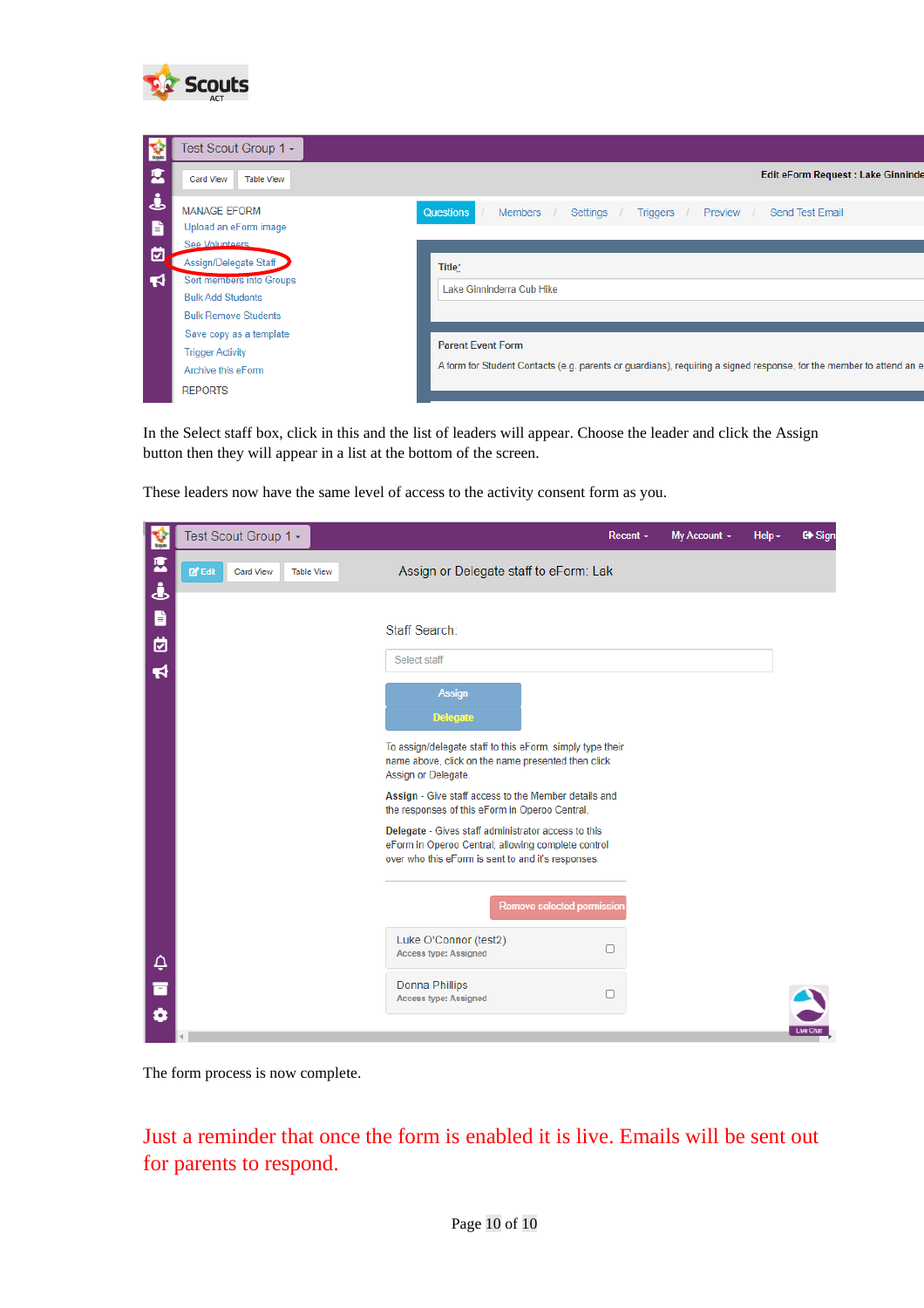In the Select staff box, click in this and the list of leaders will appear. Choose the leader and click the Assign button then they will appear in a list at the bottom of the screen.

These leaders now have the same level of access to the activity consent form as you.

The form process is now complete.

Just a reminder that once the form is enabled it is live. Emails will be sent out for parents to respond.